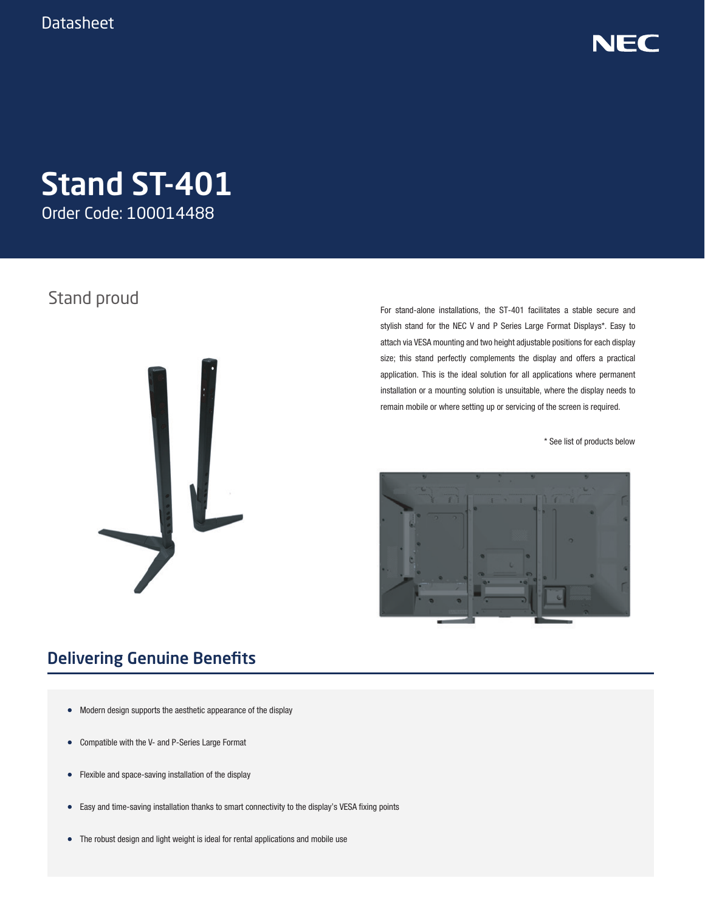Datasheet

# Stand ST-401

Order Code: 100014488

## Stand proud

For stand-alone installations, the ST-401 facilitates a stable secure and stylish stand for the NEC V and P Series Large Format Displays*. Easy to attach via VESA mounting and two height adjustable positions for each display size; this stand perfectly complements the display and offers a practical application. This is the ideal solution for all applications where permanent installation or a mounting solution is unsuitable, where the display needs to remain mobile or where setting up or servicing of the screen is required.

\* See list of products below

## Delivering Genuine Benefits

- Modern design supports the aesthetic appearance of the display
- Compatible with the V- and P-Series Large Format
- Flexible and space-saving installation of the display
- Easy and time-saving installation thanks to smart connectivity to the display's VESA fixing points
- The robust design and light weight is ideal for rental applications and mobile use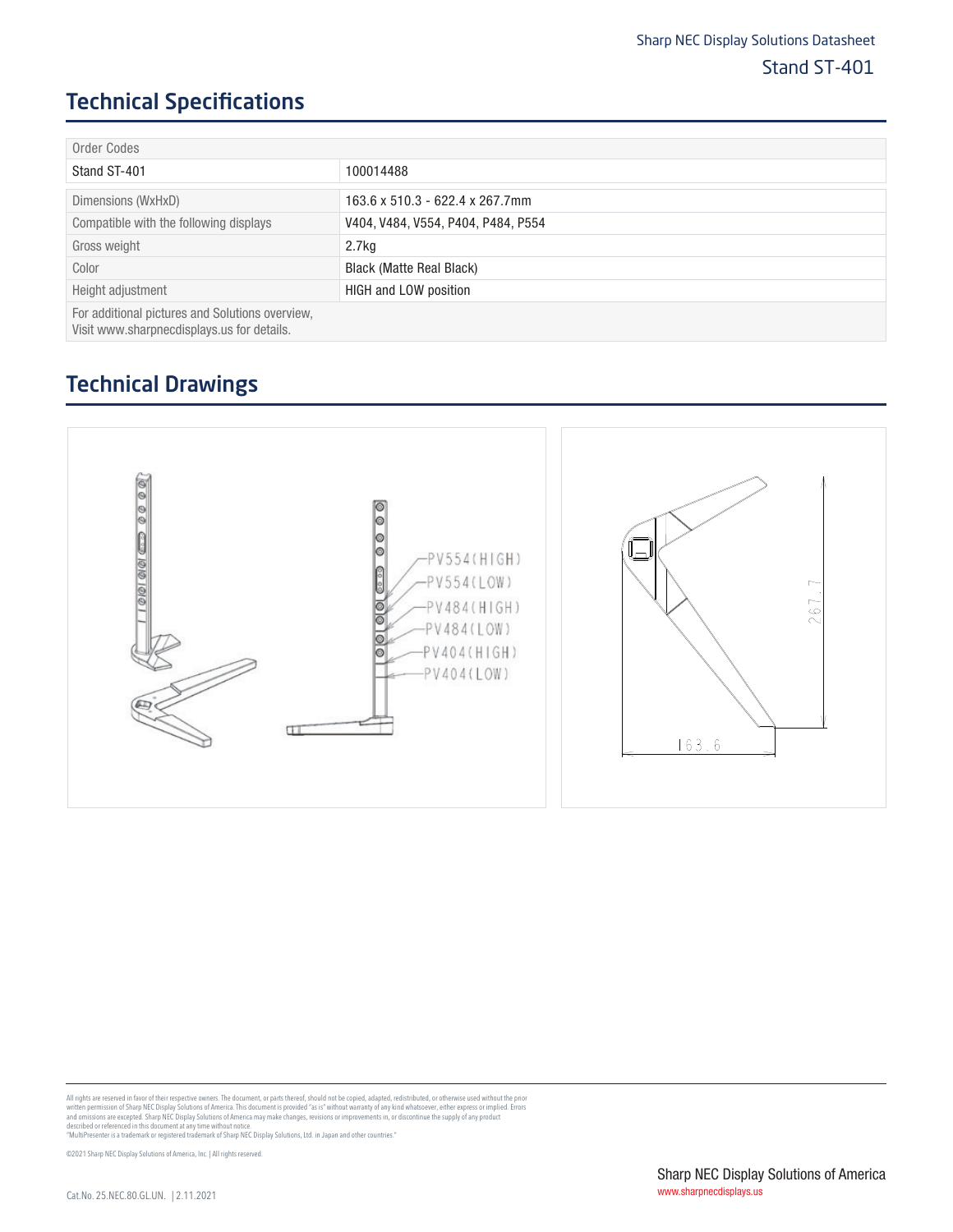## Technical Specifications

| | |
|---|---|
| Order Codes | |
| Stand ST-401 | 100014488 |
| Dimensions (WxHxD) | 163.6 x 510.3 - 622.4 x 267.7mm |
| Compatible with the following displays | V404, V484, V554, P404, P484, P554 |
| Gross weight | 2.7kg |
| Color | Black (Matte Real Black) |
| Height adjustment | HIGH and LOW position |
| For additional pictures and Solutions overview, Visit www.sharpnecdisplays.us for details. | |

## Technical Drawings

PV554(HIGH)
PV554(LOW)
PV484(HIGH)
PV484(LOW)
PV404(HIGH)
PV404(LOW)

267.7
163.6

All rights are reserved in favor of their respective owners. The document, or parts thereof, should not be copied, adapted, redistributed, or otherwise used without the prior written permission of Sharp NEC Display Solutions of America. This document is provided "as is" without warranty of any kind whatsoever, either express or implied. Errors and omissions are excepted. Sharp NEC Display Solutions of America may make changes, revisions or improvements in, or discontinue the supply of any product described or referenced in this document at any time without notice.
"MultiPresenter is a trademark or registered trademark of Sharp NEC Display Solutions, Ltd. in Japan and other countries."

©2021 Sharp NEC Display Solutions of America, Inc. | All rights reserved.

Cat.No. 25.NEC.80.GL.UN. | 2.11.2021

Sharp NEC Display Solutions of America
www.sharpnecdisplays.us